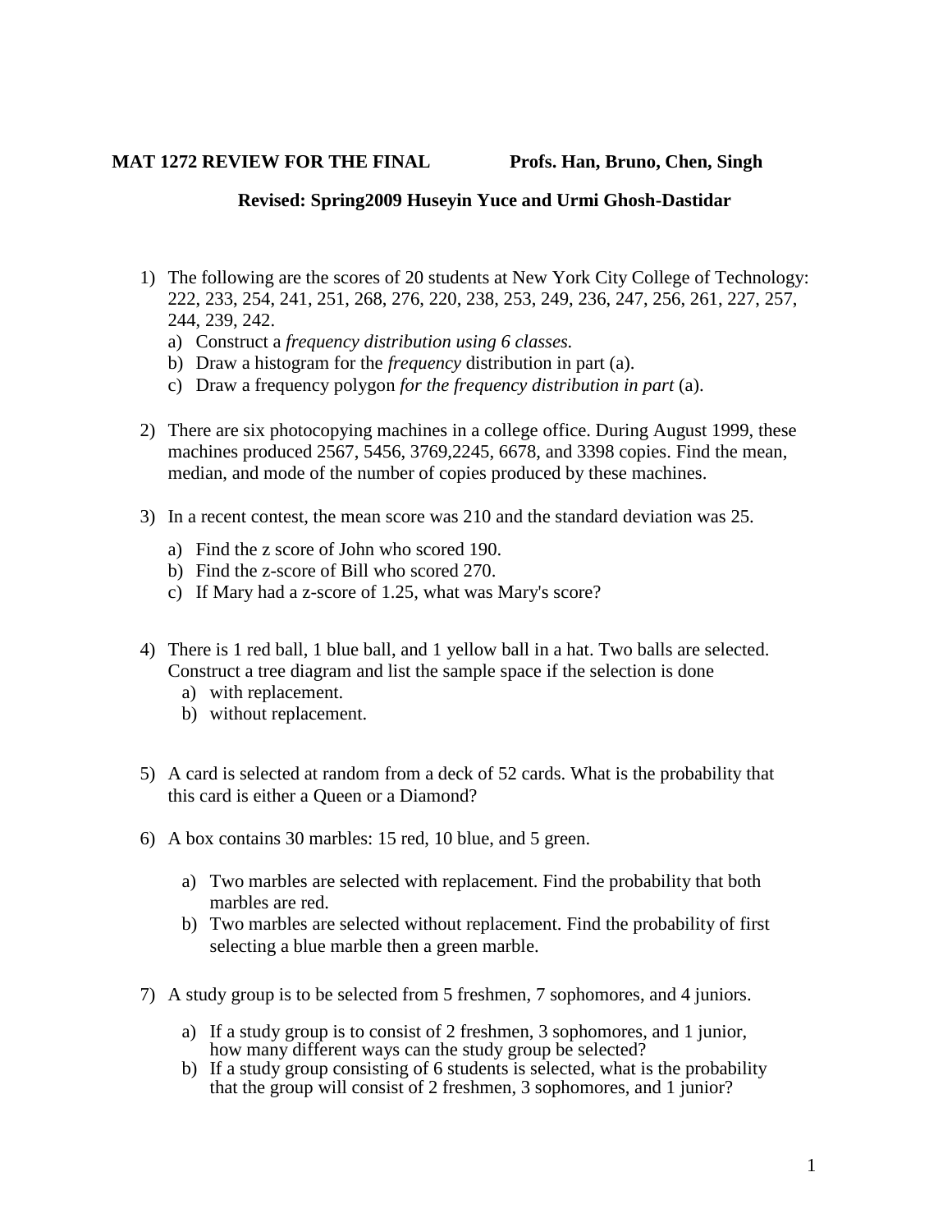**MAT 1272 REVIEW FOR THE FINAL** **Profs. Han, Bruno, Chen, Singh**

**Revised: Spring2009 Huseyin Yuce and Urmi Ghosh-Dastidar**

1) The following are the scores of 20 students at New York City College of Technology: 222, 233, 254, 241, 251, 268, 276, 220, 238, 253, 249, 236, 247, 256, 261, 227, 257, 244, 239, 242.
   a) Construct a *frequency distribution using 6 classes.*
   b) Draw a histogram for the *frequency* distribution in part (a).
   c) Draw a frequency polygon *for the frequency distribution in part* (a).

2) There are six photocopying machines in a college office. During August 1999, these machines produced 2567, 5456, 3769,2245, 6678, and 3398 copies. Find the mean, median, and mode of the number of copies produced by these machines.

3) In a recent contest, the mean score was 210 and the standard deviation was 25.
   a) Find the z score of John who scored 190.
   b) Find the z-score of Bill who scored 270.
   c) If Mary had a z-score of 1.25, what was Mary's score?

4) There is 1 red ball, 1 blue ball, and 1 yellow ball in a hat. Two balls are selected. Construct a tree diagram and list the sample space if the selection is done
   a) with replacement.
   b) without replacement.

5) A card is selected at random from a deck of 52 cards. What is the probability that this card is either a Queen or a Diamond?

6) A box contains 30 marbles: 15 red, 10 blue, and 5 green.
   a) Two marbles are selected with replacement. Find the probability that both marbles are red.
   b) Two marbles are selected without replacement. Find the probability of first selecting a blue marble then a green marble.

7) A study group is to be selected from 5 freshmen, 7 sophomores, and 4 juniors.
   a) If a study group is to consist of 2 freshmen, 3 sophomores, and 1 junior, how many different ways can the study group be selected?
   b) If a study group consisting of 6 students is selected, what is the probability that the group will consist of 2 freshmen, 3 sophomores, and 1 junior?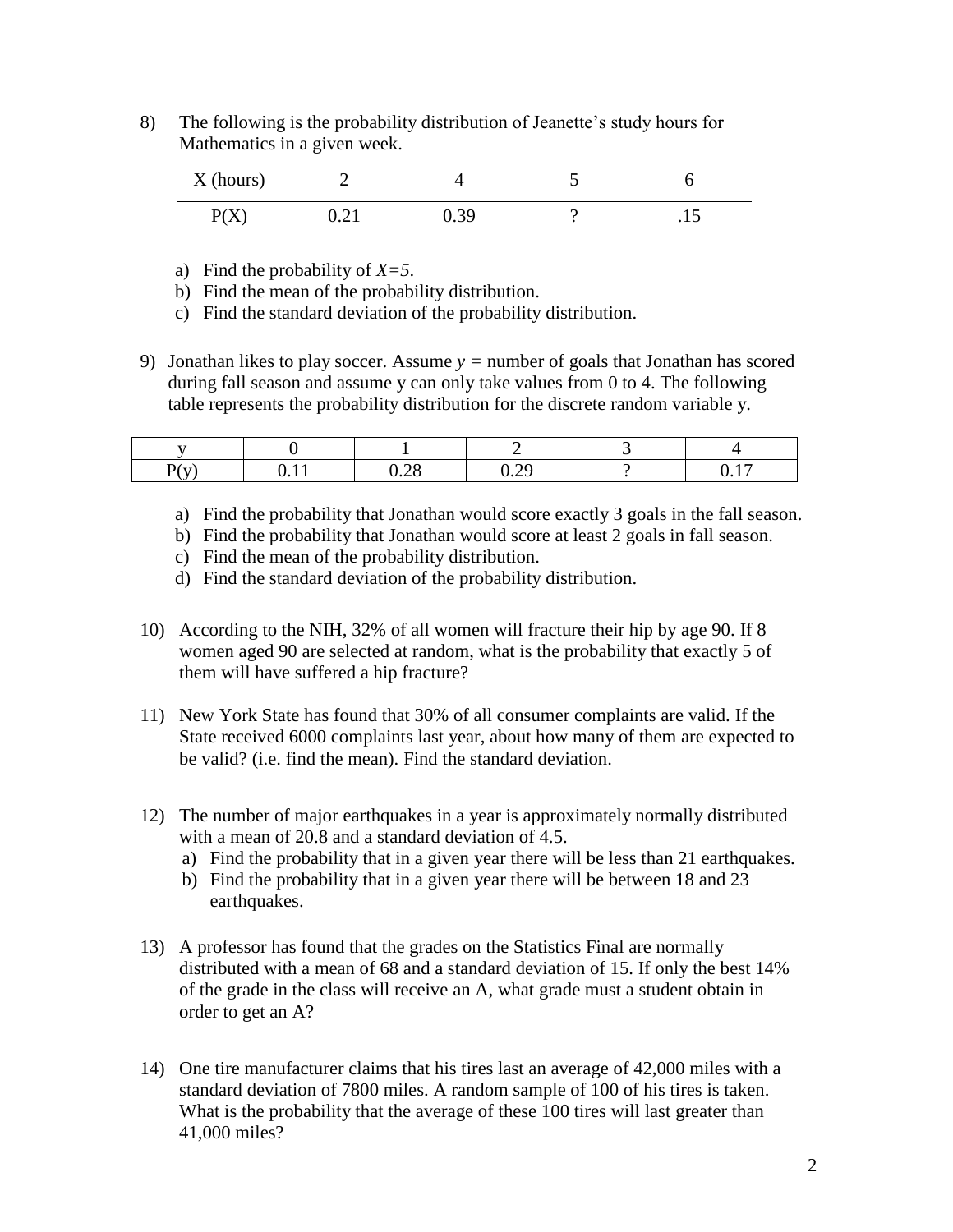8) The following is the probability distribution of Jeanette's study hours for Mathematics in a given week.

| X (hours) | 2 | 4 | 5 | 6 |
|---|---|---|---|---|
| P(X) | 0.21 | 0.39 | ? | .15 |

   a) Find the probability of $X=5$.
   b) Find the mean of the probability distribution.
   c) Find the standard deviation of the probability distribution.

9) Jonathan likes to play soccer. Assume $y$ = number of goals that Jonathan has scored during fall season and assume y can only take values from 0 to 4. The following table represents the probability distribution for the discrete random variable y.

| y | 0 | 1 | 2 | 3 | 4 |
|---|---|---|---|---|---|
| P(y) | 0.11 | 0.28 | 0.29 | ? | 0.17 |

   a) Find the probability that Jonathan would score exactly 3 goals in the fall season.
   b) Find the probability that Jonathan would score at least 2 goals in fall season.
   c) Find the mean of the probability distribution.
   d) Find the standard deviation of the probability distribution.

10) According to the NIH, 32% of all women will fracture their hip by age 90. If 8 women aged 90 are selected at random, what is the probability that exactly 5 of them will have suffered a hip fracture?

11) New York State has found that 30% of all consumer complaints are valid. If the State received 6000 complaints last year, about how many of them are expected to be valid? (i.e. find the mean). Find the standard deviation.

12) The number of major earthquakes in a year is approximately normally distributed with a mean of 20.8 and a standard deviation of 4.5.
   a) Find the probability that in a given year there will be less than 21 earthquakes.
   b) Find the probability that in a given year there will be between 18 and 23 earthquakes.

13) A professor has found that the grades on the Statistics Final are normally distributed with a mean of 68 and a standard deviation of 15. If only the best 14% of the grade in the class will receive an A, what grade must a student obtain in order to get an A?

14) One tire manufacturer claims that his tires last an average of 42,000 miles with a standard deviation of 7800 miles. A random sample of 100 of his tires is taken. What is the probability that the average of these 100 tires will last greater than 41,000 miles?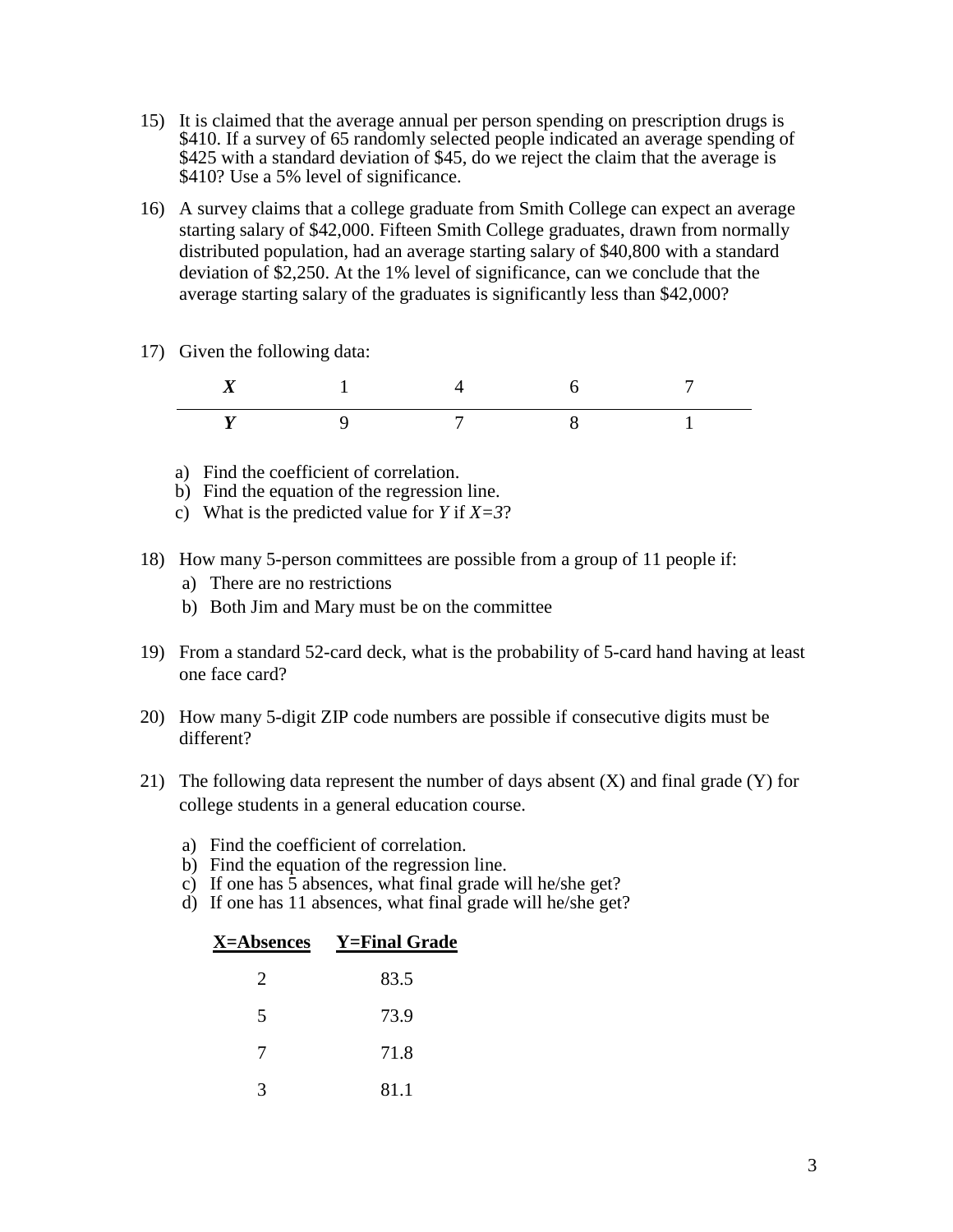15) It is claimed that the average annual per person spending on prescription drugs is \$410. If a survey of 65 randomly selected people indicated an average spending of \$425 with a standard deviation of \$45, do we reject the claim that the average is \$410? Use a 5% level of significance.

16) A survey claims that a college graduate from Smith College can expect an average starting salary of \$42,000. Fifteen Smith College graduates, drawn from normally distributed population, had an average starting salary of \$40,800 with a standard deviation of \$2,250. At the 1% level of significance, can we conclude that the average starting salary of the graduates is significantly less than \$42,000?

17) Given the following data:

| ***X*** | 1 | 4 | 6 | 7 |
|---|---|---|---|---|
| ***Y*** | 9 | 7 | 8 | 1 |

   a) Find the coefficient of correlation.
   b) Find the equation of the regression line.
   c) What is the predicted value for *Y* if $X=3$?

18) How many 5-person committees are possible from a group of 11 people if:
   a) There are no restrictions
   b) Both Jim and Mary must be on the committee

19) From a standard 52-card deck, what is the probability of 5-card hand having at least one face card?

20) How many 5-digit ZIP code numbers are possible if consecutive digits must be different?

21) The following data represent the number of days absent (X) and final grade (Y) for college students in a general education course.

   a) Find the coefficient of correlation.
   b) Find the equation of the regression line.
   c) If one has 5 absences, what final grade will he/she get?
   d) If one has 11 absences, what final grade will he/she get?

| **X=Absences** | **Y=Final Grade** |
|---|---|
| 2 | 83.5 |
| 5 | 73.9 |
| 7 | 71.8 |
| 3 | 81.1 |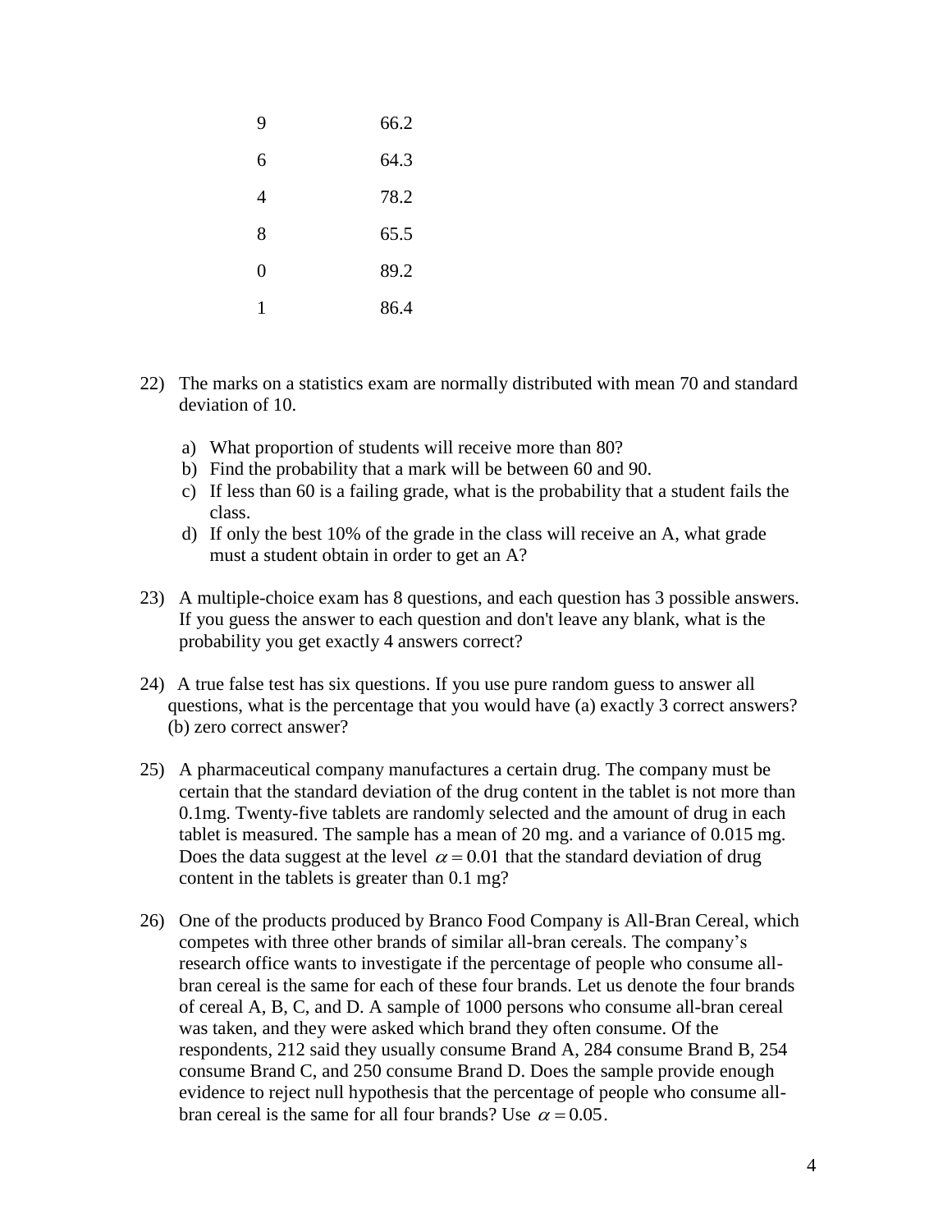| | |
|---|---|
| 9 | 66.2 |
| 6 | 64.3 |
| 4 | 78.2 |
| 8 | 65.5 |
| 0 | 89.2 |
| 1 | 86.4 |

22) The marks on a statistics exam are normally distributed with mean 70 and standard deviation of 10.

   a) What proportion of students will receive more than 80?
   b) Find the probability that a mark will be between 60 and 90.
   c) If less than 60 is a failing grade, what is the probability that a student fails the class.
   d) If only the best 10% of the grade in the class will receive an A, what grade must a student obtain in order to get an A?

23) A multiple-choice exam has 8 questions, and each question has 3 possible answers. If you guess the answer to each question and don't leave any blank, what is the probability you get exactly 4 answers correct?

24) A true false test has six questions. If you use pure random guess to answer all questions, what is the percentage that you would have (a) exactly 3 correct answers? (b) zero correct answer?

25) A pharmaceutical company manufactures a certain drug. The company must be certain that the standard deviation of the drug content in the tablet is not more than 0.1mg. Twenty-five tablets are randomly selected and the amount of drug in each tablet is measured. The sample has a mean of 20 mg. and a variance of 0.015 mg. Does the data suggest at the level $\alpha = 0.01$ that the standard deviation of drug content in the tablets is greater than 0.1 mg?

26) One of the products produced by Branco Food Company is All-Bran Cereal, which competes with three other brands of similar all-bran cereals. The company's research office wants to investigate if the percentage of people who consume all-bran cereal is the same for each of these four brands. Let us denote the four brands of cereal A, B, C, and D. A sample of 1000 persons who consume all-bran cereal was taken, and they were asked which brand they often consume. Of the respondents, 212 said they usually consume Brand A, 284 consume Brand B, 254 consume Brand C, and 250 consume Brand D. Does the sample provide enough evidence to reject null hypothesis that the percentage of people who consume all-bran cereal is the same for all four brands? Use $\alpha = 0.05$.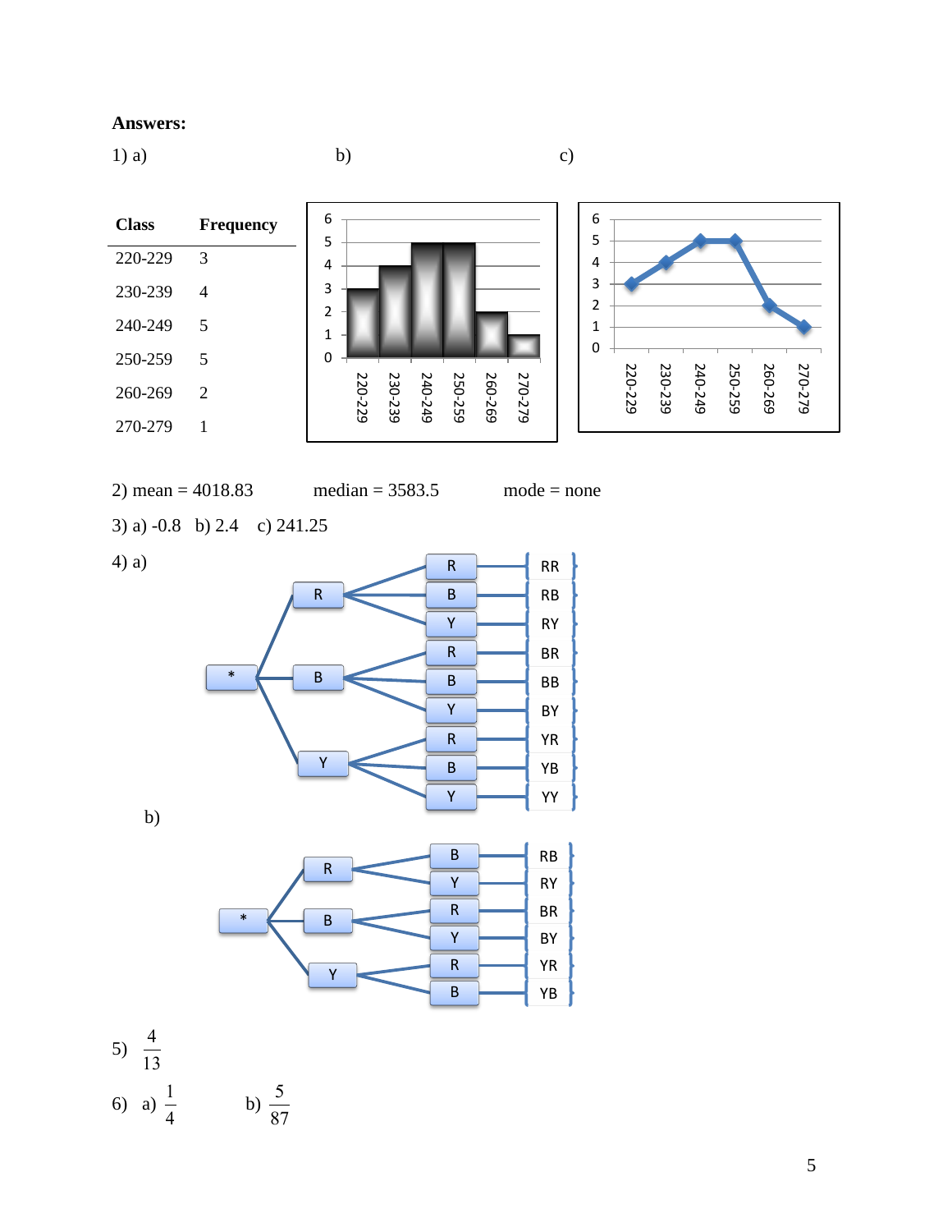**Answers:**

1) a)

| Class | Frequency |
|---|---|
| 220-229 | 3 |
| 230-239 | 4 |
| 240-249 | 5 |
| 250-259 | 5 |
| 260-269 | 2 |
| 270-279 | 1 |

b)

c)

2) mean = 4018.83 median = 3583.5 mode = none

3) a) -0.8 b) 2.4 c) 241.25

4) a)

RR, RB, RY, BR, BB, BY, YR, YB, YY

b)

RB, RY, BR, BY, YR, YB

5) $\frac{4}{13}$

6) a) $\frac{1}{4}$ b) $\frac{5}{87}$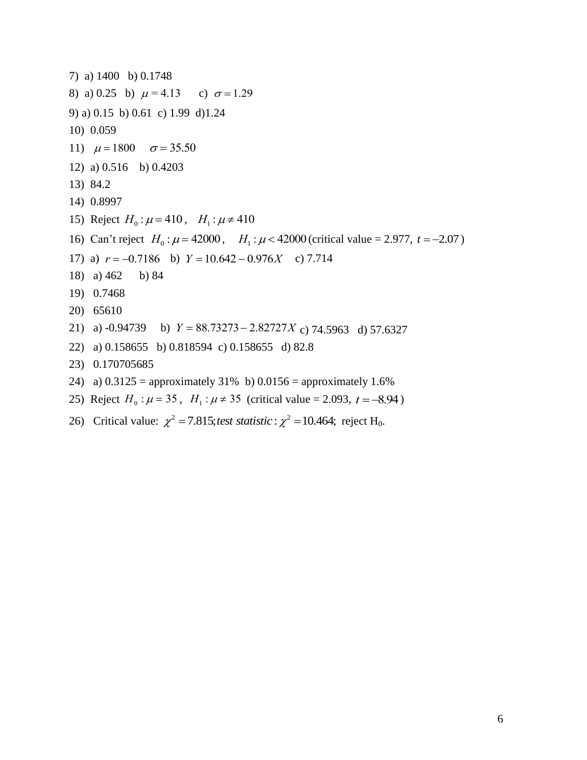7) a) 1400 b) 0.1748

8) a) 0.25 b) $\mu = 4.13$ c) $\sigma = 1.29$

9) a) 0.15 b) 0.61 c) 1.99 d)1.24

10) 0.059

11) $\mu = 1800$ $\sigma = 35.50$

12) a) 0.516 b) 0.4203

13) 84.2

14) 0.8997

15) Reject $H_0 : \mu = 410$ , $H_1 : \mu \neq 410$

16) Can't reject $H_0 : \mu = 42000$ , $H_1 : \mu < 42000$ (critical value = 2.977, $t = -2.07$ )

17) a) $r = -0.7186$ b) $Y = 10.642 - 0.976X$ c) 7.714

18) a) 462 b) 84

19) 0.7468

20) 65610

21) a) -0.94739 b) $Y = 88.73273 - 2.82727X$ c) 74.5963 d) 57.6327

22) a) 0.158655 b) 0.818594 c) 0.158655 d) 82.8

23) 0.170705685

24) a) 0.3125 = approximately 31% b) 0.0156 = approximately 1.6%

25) Reject $H_0 : \mu = 35$ , $H_1 : \mu \neq 35$ (critical value = 2.093, $t = -8.94$ )

26) Critical value: $\chi^2 = 7.815; \textit{test statistic} : \chi^2 = 10.464;$ reject $H_0$.